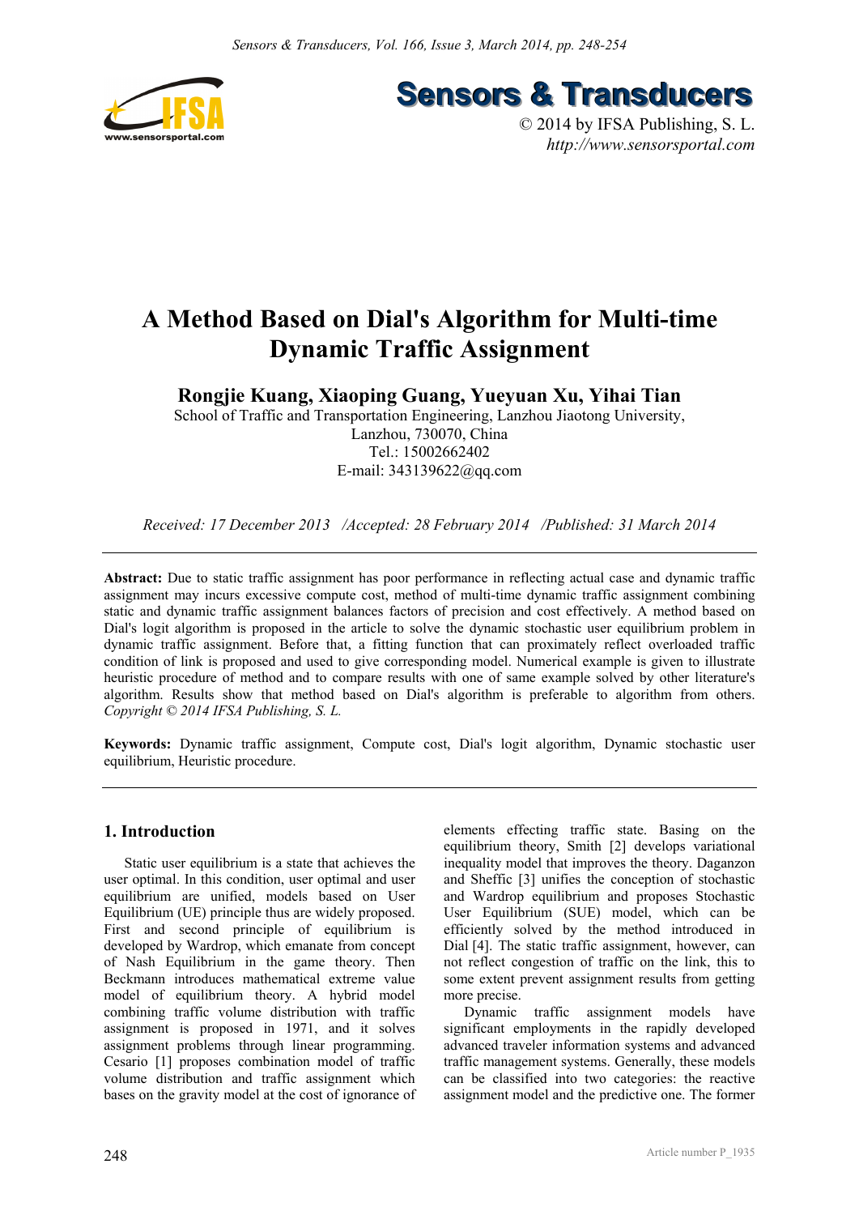# A Method Based on Dial's Algorithm for Multi-time Dynamic Traffic Assignment

**Rongjie Kuang, Xiaoping Guang, Yueyuan Xu, Yihai Tian**

School of Traffic and Transportation Engineering, Lanzhou Jiaotong University, Lanzhou, 730070, China

Tel.: 15002662402

E-mail: 343139622@qq.com

*Received: 17 December 2013 /Accepted: 28 February 2014 /Published: 31 March 2014*

---

**Abstract:** Due to static traffic assignment has poor performance in reflecting actual case and dynamic traffic assignment may incurs excessive compute cost, method of multi-time dynamic traffic assignment combining static and dynamic traffic assignment balances factors of precision and cost effectively. A method based on Dial's logit algorithm is proposed in the article to solve the dynamic stochastic user equilibrium problem in dynamic traffic assignment. Before that, a fitting function that can proximately reflect overloaded traffic condition of link is proposed and used to give corresponding model. Numerical example is given to illustrate heuristic procedure of method and to compare results with one of same example solved by other literature's algorithm. Results show that method based on Dial's algorithm is preferable to algorithm from others. *Copyright © 2014 IFSA Publishing, S. L.*

**Keywords:** Dynamic traffic assignment, Compute cost, Dial's logit algorithm, Dynamic stochastic user equilibrium, Heuristic procedure.

---

## 1. Introduction

Static user equilibrium is a state that achieves the user optimal. In this condition, user optimal and user equilibrium are unified, models based on User Equilibrium (UE) principle thus are widely proposed. First and second principle of equilibrium is developed by Wardrop, which emanate from concept of Nash Equilibrium in the game theory. Then Beckmann introduces mathematical extreme value model of equilibrium theory. A hybrid model combining traffic volume distribution with traffic assignment is proposed in 1971, and it solves assignment problems through linear programming. Cesario [1] proposes combination model of traffic volume distribution and traffic assignment which bases on the gravity model at the cost of ignorance of elements effecting traffic state. Basing on the equilibrium theory, Smith [2] develops variational inequality model that improves the theory. Daganzon and Sheffic [3] unifies the conception of stochastic and Wardrop equilibrium and proposes Stochastic User Equilibrium (SUE) model, which can be efficiently solved by the method introduced in Dial [4]. The static traffic assignment, however, can not reflect congestion of traffic on the link, this to some extent prevent assignment results from getting more precise.

Dynamic traffic assignment models have significant employments in the rapidly developed advanced traveler information systems and advanced traffic management systems. Generally, these models can be classified into two categories: the reactive assignment model and the predictive one. The former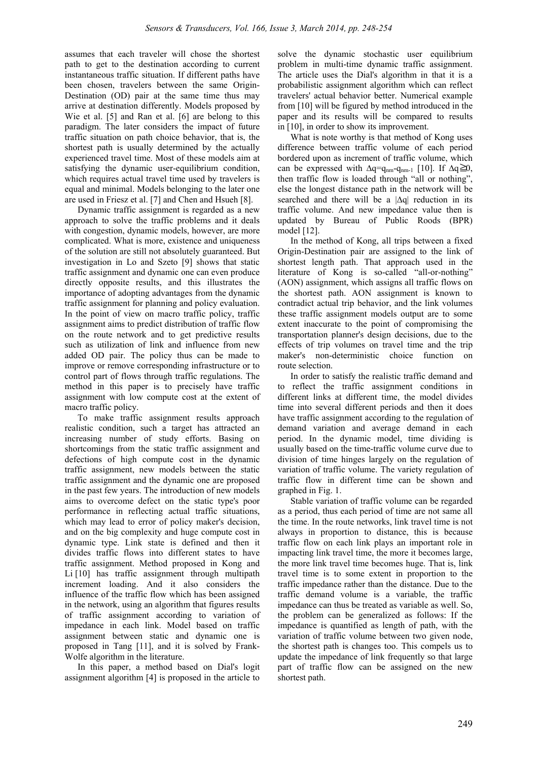assumes that each traveler will chose the shortest path to get to the destination according to current instantaneous traffic situation. If different paths have been chosen, travelers between the same Origin-Destination (OD) pair at the same time thus may arrive at destination differently. Models proposed by Wie et al. [5] and Ran et al. [6] are belong to this paradigm. The later considers the impact of future traffic situation on path choice behavior, that is, the shortest path is usually determined by the actually experienced travel time. Most of these models aim at satisfying the dynamic user-equilibrium condition, which requires actual travel time used by travelers is equal and minimal. Models belonging to the later one are used in Friesz et al. [7] and Chen and Hsueh [8].

Dynamic traffic assignment is regarded as a new approach to solve the traffic problems and it deals with congestion, dynamic models, however, are more complicated. What is more, existence and uniqueness of the solution are still not absolutely guaranteed. But investigation in Lo and Szeto [9] shows that static traffic assignment and dynamic one can even produce directly opposite results, and this illustrates the importance of adopting advantages from the dynamic traffic assignment for planning and policy evaluation. In the point of view on macro traffic policy, traffic assignment aims to predict distribution of traffic flow on the route network and to get predictive results such as utilization of link and influence from new added OD pair. The policy thus can be made to improve or remove corresponding infrastructure or to control part of flows through traffic regulations. The method in this paper is to precisely have traffic assignment with low compute cost at the extent of macro traffic policy.

To make traffic assignment results approach realistic condition, such a target has attracted an increasing number of study efforts. Basing on shortcomings from the static traffic assignment and defections of high compute cost in the dynamic traffic assignment, new models between the static traffic assignment and the dynamic one are proposed in the past few years. The introduction of new models aims to overcome defect on the static type's poor performance in reflecting actual traffic situations, which may lead to error of policy maker's decision, and on the big complexity and huge compute cost in dynamic type. Link state is defined and then it divides traffic flows into different states to have traffic assignment. Method proposed in Kong and Li [10] has traffic assignment through multipath increment loading. And it also considers the influence of the traffic flow which has been assigned in the network, using an algorithm that figures results of traffic assignment according to variation of impedance in each link. Model based on traffic assignment between static and dynamic one is proposed in Tang [11], and it is solved by Frank-Wolfe algorithm in the literature.

In this paper, a method based on Dial's logit assignment algorithm [4] is proposed in the article to solve the dynamic stochastic user equilibrium problem in multi-time dynamic traffic assignment. The article uses the Dial's algorithm in that it is a probabilistic assignment algorithm which can reflect travelers' actual behavior better. Numerical example from [10] will be figured by method introduced in the paper and its results will be compared to results in [10], in order to show its improvement.

What is note worthy is that method of Kong uses difference between traffic volume of each period bordered upon as increment of traffic volume, which can be expressed with $\Delta q=q_{nm}-q_{nm-1}$ [10]. If $\Delta q \geqq 0$, then traffic flow is loaded through "all or nothing", else the longest distance path in the network will be searched and there will be a $|\Delta q|$ reduction in its traffic volume. And new impedance value then is updated by Bureau of Public Roods (BPR) model [12].

In the method of Kong, all trips between a fixed Origin-Destination pair are assigned to the link of shortest length path. That approach used in the literature of Kong is so-called "all-or-nothing" (AON) assignment, which assigns all traffic flows on the shortest path. AON assignment is known to contradict actual trip behavior, and the link volumes these traffic assignment models output are to some extent inaccurate to the point of compromising the transportation planner's design decisions, due to the effects of trip volumes on travel time and the trip maker's non-deterministic choice function on route selection.

In order to satisfy the realistic traffic demand and to reflect the traffic assignment conditions in different links at different time, the model divides time into several different periods and then it does have traffic assignment according to the regulation of demand variation and average demand in each period. In the dynamic model, time dividing is usually based on the time-traffic volume curve due to division of time hinges largely on the regulation of variation of traffic volume. The variety regulation of traffic flow in different time can be shown and graphed in Fig. 1.

Stable variation of traffic volume can be regarded as a period, thus each period of time are not same all the time. In the route networks, link travel time is not always in proportion to distance, this is because traffic flow on each link plays an important role in impacting link travel time, the more it becomes large, the more link travel time becomes huge. That is, link travel time is to some extent in proportion to the traffic impedance rather than the distance. Due to the traffic demand volume is a variable, the traffic impedance can thus be treated as variable as well. So, the problem can be generalized as follows: If the impedance is quantified as length of path, with the variation of traffic volume between two given node, the shortest path is changes too. This compels us to update the impedance of link frequently so that large part of traffic flow can be assigned on the new shortest path.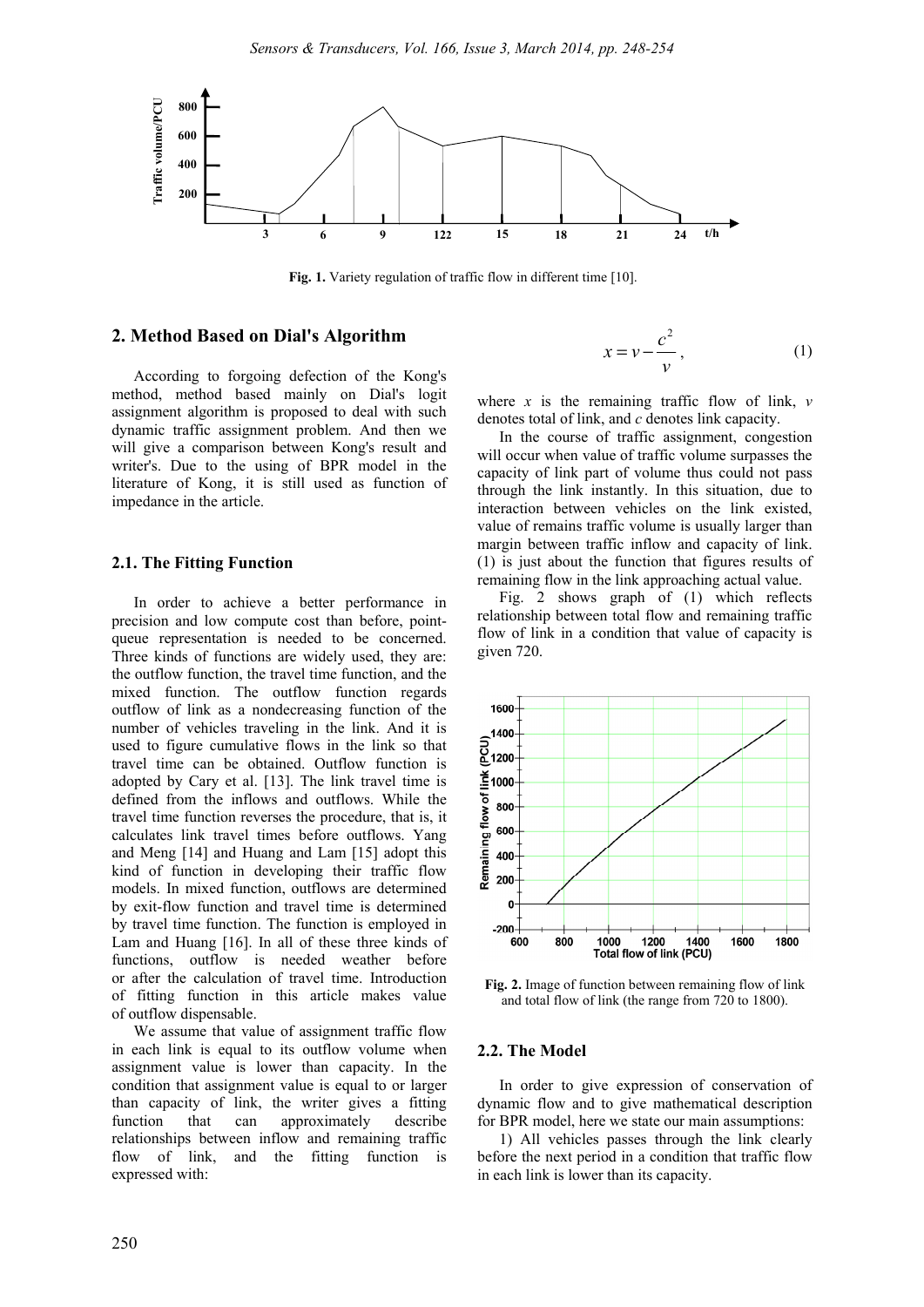Fig. 1. Variety regulation of traffic flow in different time [10].

## 2. Method Based on Dial's Algorithm

According to forgoing defection of the Kong's method, method based mainly on Dial's logit assignment algorithm is proposed to deal with such dynamic traffic assignment problem. And then we will give a comparison between Kong's result and writer's. Due to the using of BPR model in the literature of Kong, it is still used as function of impedance in the article.

### 2.1. The Fitting Function

In order to achieve a better performance in precision and low compute cost than before, point-queue representation is needed to be concerned. Three kinds of functions are widely used, they are: the outflow function, the travel time function, and the mixed function. The outflow function regards outflow of link as a nondecreasing function of the number of vehicles traveling in the link. And it is used to figure cumulative flows in the link so that travel time can be obtained. Outflow function is adopted by Cary et al. [13]. The link travel time is defined from the inflows and outflows. While the travel time function reverses the procedure, that is, it calculates link travel times before outflows. Yang and Meng [14] and Huang and Lam [15] adopt this kind of function in developing their traffic flow models. In mixed function, outflows are determined by exit-flow function and travel time is determined by travel time function. The function is employed in Lam and Huang [16]. In all of these three kinds of functions, outflow is needed weather before or after the calculation of travel time. Introduction of fitting function in this article makes value of outflow dispensable.

We assume that value of assignment traffic flow in each link is equal to its outflow volume when assignment value is lower than capacity. In the condition that assignment value is equal to or larger than capacity of link, the writer gives a fitting function that can approximately describe relationships between inflow and remaining traffic flow of link, and the fitting function is expressed with:

$$x = v - \frac{c^2}{v}, \tag{1}$$

where $x$ is the remaining traffic flow of link, $v$ denotes total of link, and $c$ denotes link capacity.

In the course of traffic assignment, congestion will occur when value of traffic volume surpasses the capacity of link part of volume thus could not pass through the link instantly. In this situation, due to interaction between vehicles on the link existed, value of remains traffic volume is usually larger than margin between traffic inflow and capacity of link. (1) is just about the function that figures results of remaining flow in the link approaching actual value.

Fig. 2 shows graph of (1) which reflects relationship between total flow and remaining traffic flow of link in a condition that value of capacity is given 720.

Fig. 2. Image of function between remaining flow of link and total flow of link (the range from 720 to 1800).

### 2.2. The Model

In order to give expression of conservation of dynamic flow and to give mathematical description for BPR model, here we state our main assumptions:

1) All vehicles passes through the link clearly before the next period in a condition that traffic flow in each link is lower than its capacity.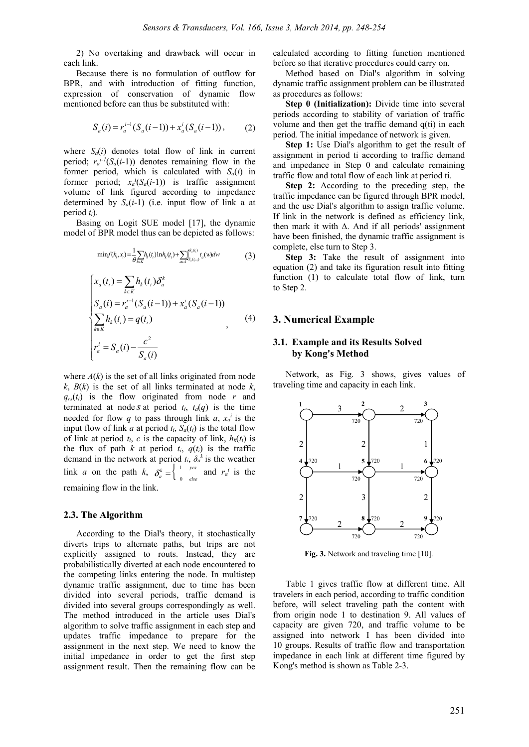2) No overtaking and drawback will occur in each link.

Because there is no formulation of outflow for BPR, and with introduction of fitting function, expression of conservation of dynamic flow mentioned before can thus be substituted with:

$$S_a(i) = r_a^{i-1}(S_a(i-1)) + x_a^i(S_a(i-1)), \qquad (2)$$

where $S_a(i)$ denotes total flow of link in current period; $r_a^{i-1}(S_a(i-1))$ denotes remaining flow in the former period, which is calculated with $S_a(i)$ in former period; $x_a^i(S_a(i-1))$ is traffic assignment volume of link figured according to impedance determined by $S_a(i-1)$ (i.e. input flow of link a at period $t_i$).

Basing on Logit SUE model [17], the dynamic model of BPR model thus can be depicted as follows:

$$\min f(h_i, x_i) = \frac{1}{\theta}\sum_{k \in K} h_k(t_i)\ln h_k(t_i) + \sum_{a \in A}\int_{S_a(t_{i-1})}^{S_a(t_i)} t_a(w)dw \qquad (3)$$

$$\begin{cases} x_a(t_i) = \sum_{k \in K} h_k(t_i)\delta_a^k \\ S_a(i) = r_a^{i-1}(S_a(i-1)) + x_a^i(S_a(i-1)) \\ \sum_{k \in K} h_k(t_i) = q(t_i) \\ r_a^i = S_a(i) - \dfrac{c^2}{S_a(i)} \end{cases}, \qquad (4)$$

where $A(k)$ is the set of all links originated from node $k$, $B(k)$ is the set of all links terminated at node $k$, $q_{rs}(t_i)$ is the flow originated from node $r$ and terminated at node $s$ at period $t_i$, $t_a(q)$ is the time needed for flow $q$ to pass through link $a$, $x_a^i$ is the input flow of link $a$ at period $t_i$, $S_a(t_i)$ is the total flow of link at period $t_i$, $c$ is the capacity of link, $h_k(t_i)$ is the flux of path $k$ at period $t_i$, $q(t_i)$ is the traffic demand in the network at period $t_i$, $\delta_a^k$ is the weather link $a$ on the path $k$, $\delta_a^k = \begin{cases} 1 & yes \\ 0 & else \end{cases}$ and $r_a^i$ is the remaining flow in the link.

### 2.3. The Algorithm

According to the Dial's theory, it stochastically diverts trips to alternate paths, but trips are not explicitly assigned to routs. Instead, they are probabilistically diverted at each node encountered to the competing links entering the node. In multistep dynamic traffic assignment, due to time has been divided into several periods, traffic demand is divided into several groups correspondingly as well. The method introduced in the article uses Dial's algorithm to solve traffic assignment in each step and updates traffic impedance to prepare for the assignment in the next step. We need to know the initial impedance in order to get the first step assignment result. Then the remaining flow can be calculated according to fitting function mentioned before so that iterative procedures could carry on.

Method based on Dial's algorithm in solving dynamic traffic assignment problem can be illustrated as procedures as follows:

**Step 0 (Initialization):** Divide time into several periods according to stability of variation of traffic volume and then get the traffic demand q(ti) in each period. The initial impedance of network is given.

**Step 1:** Use Dial's algorithm to get the result of assignment in period ti according to traffic demand and impedance in Step 0 and calculate remaining traffic flow and total flow of each link at period ti.

**Step 2:** According to the preceding step, the traffic impedance can be figured through BPR model, and the use Dial's algorithm to assign traffic volume. If link in the network is defined as efficiency link, then mark it with Δ. And if all periods' assignment have been finished, the dynamic traffic assignment is complete, else turn to Step 3.

**Step 3:** Take the result of assignment into equation (2) and take its figuration result into fitting function (1) to calculate total flow of link, turn to Step 2.

## 3. Numerical Example

### 3.1. Example and its Results Solved by Kong's Method

Network, as Fig. 3 shows, gives values of traveling time and capacity in each link.

Fig. 3. Network and traveling time [10].

Table 1 gives traffic flow at different time. All travelers in each period, according to traffic condition before, will select traveling path the content with from origin node 1 to destination 9. All values of capacity are given 720, and traffic volume to be assigned into network I has been divided into 10 groups. Results of traffic flow and transportation impedance in each link at different time figured by Kong's method is shown as Table 2-3.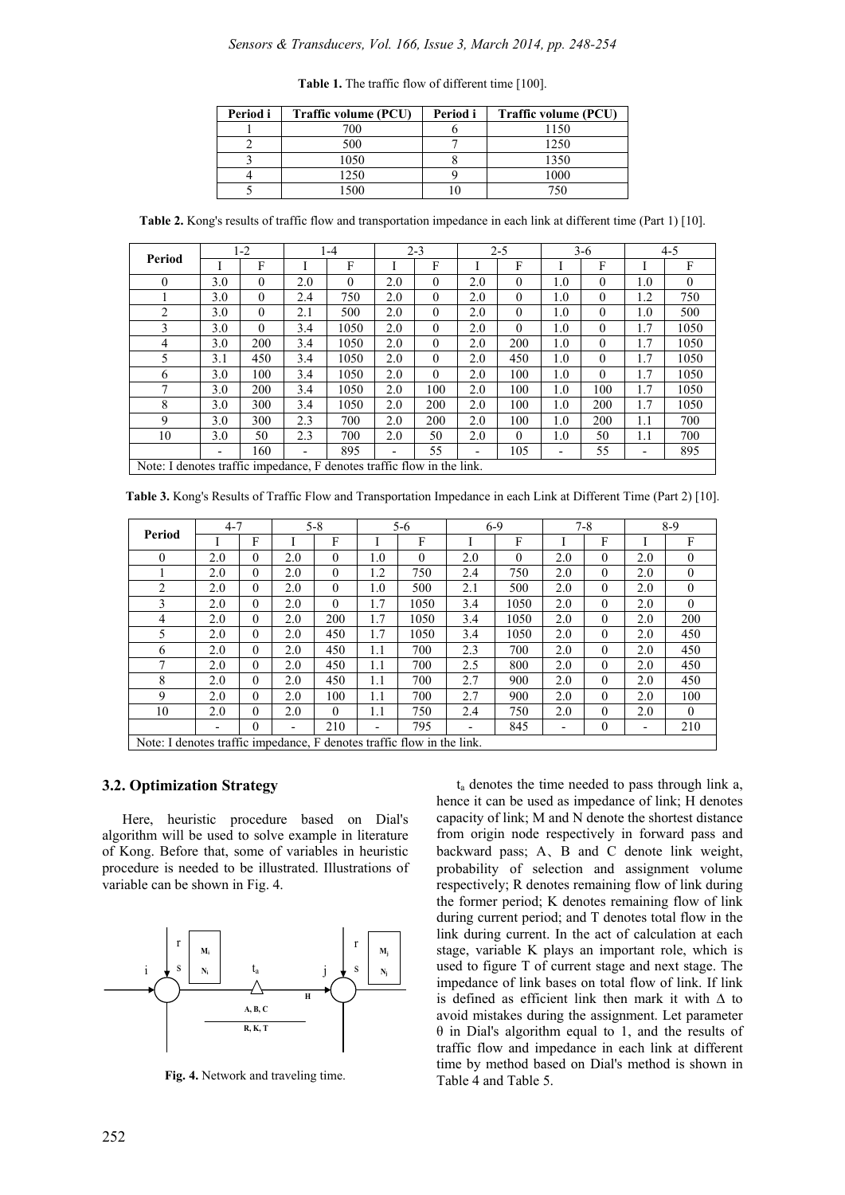**Table 1.** The traffic flow of different time [100].

| Period i | Traffic volume (PCU) | Period i | Traffic volume (PCU) |
|---|---|---|---|
| 1 | 700 | 6 | 1150 |
| 2 | 500 | 7 | 1250 |
| 3 | 1050 | 8 | 1350 |
| 4 | 1250 | 9 | 1000 |
| 5 | 1500 | 10 | 750 |

**Table 2.** Kong's results of traffic flow and transportation impedance in each link at different time (Part 1) [10].

| Period | 1-2 | | 1-4 | | 2-3 | | 2-5 | | 3-6 | | 4-5 | |
|---|---|---|---|---|---|---|---|---|---|---|---|---|
| | I | F | I | F | I | F | I | F | I | F | I | F |
| 0 | 3.0 | 0 | 2.0 | 0 | 2.0 | 0 | 2.0 | 0 | 1.0 | 0 | 1.0 | 0 |
| 1 | 3.0 | 0 | 2.4 | 750 | 2.0 | 0 | 2.0 | 0 | 1.0 | 0 | 1.2 | 750 |
| 2 | 3.0 | 0 | 2.1 | 500 | 2.0 | 0 | 2.0 | 0 | 1.0 | 0 | 1.0 | 500 |
| 3 | 3.0 | 0 | 3.4 | 1050 | 2.0 | 0 | 2.0 | 0 | 1.0 | 0 | 1.7 | 1050 |
| 4 | 3.0 | 200 | 3.4 | 1050 | 2.0 | 0 | 2.0 | 200 | 1.0 | 0 | 1.7 | 1050 |
| 5 | 3.1 | 450 | 3.4 | 1050 | 2.0 | 0 | 2.0 | 450 | 1.0 | 0 | 1.7 | 1050 |
| 6 | 3.0 | 100 | 3.4 | 1050 | 2.0 | 0 | 2.0 | 100 | 1.0 | 0 | 1.7 | 1050 |
| 7 | 3.0 | 200 | 3.4 | 1050 | 2.0 | 100 | 2.0 | 100 | 1.0 | 100 | 1.7 | 1050 |
| 8 | 3.0 | 300 | 3.4 | 1050 | 2.0 | 200 | 2.0 | 100 | 1.0 | 200 | 1.7 | 1050 |
| 9 | 3.0 | 300 | 2.3 | 700 | 2.0 | 200 | 2.0 | 100 | 1.0 | 200 | 1.1 | 700 |
| 10 | 3.0 | 50 | 2.3 | 700 | 2.0 | 50 | 2.0 | 0 | 1.0 | 50 | 1.1 | 700 |
| | - | 160 | - | 895 | - | 55 | - | 105 | - | 55 | - | 895 |
| Note: I denotes traffic impedance, F denotes traffic flow in the link. | | | | | | | | | | | | |

**Table 3.** Kong's Results of Traffic Flow and Transportation Impedance in each Link at Different Time (Part 2) [10].

| Period | 4-7 | | 5-8 | | 5-6 | | 6-9 | | 7-8 | | 8-9 | |
|---|---|---|---|---|---|---|---|---|---|---|---|---|
| | I | F | I | F | I | F | I | F | I | F | I | F |
| 0 | 2.0 | 0 | 2.0 | 0 | 1.0 | 0 | 2.0 | 0 | 2.0 | 0 | 2.0 | 0 |
| 1 | 2.0 | 0 | 2.0 | 0 | 1.2 | 750 | 2.4 | 750 | 2.0 | 0 | 2.0 | 0 |
| 2 | 2.0 | 0 | 2.0 | 0 | 1.0 | 500 | 2.1 | 500 | 2.0 | 0 | 2.0 | 0 |
| 3 | 2.0 | 0 | 2.0 | 0 | 1.7 | 1050 | 3.4 | 1050 | 2.0 | 0 | 2.0 | 0 |
| 4 | 2.0 | 0 | 2.0 | 200 | 1.7 | 1050 | 3.4 | 1050 | 2.0 | 0 | 2.0 | 200 |
| 5 | 2.0 | 0 | 2.0 | 450 | 1.7 | 1050 | 3.4 | 1050 | 2.0 | 0 | 2.0 | 450 |
| 6 | 2.0 | 0 | 2.0 | 450 | 1.1 | 700 | 2.3 | 700 | 2.0 | 0 | 2.0 | 450 |
| 7 | 2.0 | 0 | 2.0 | 450 | 1.1 | 700 | 2.5 | 800 | 2.0 | 0 | 2.0 | 450 |
| 8 | 2.0 | 0 | 2.0 | 450 | 1.1 | 700 | 2.7 | 900 | 2.0 | 0 | 2.0 | 450 |
| 9 | 2.0 | 0 | 2.0 | 100 | 1.1 | 700 | 2.7 | 900 | 2.0 | 0 | 2.0 | 100 |
| 10 | 2.0 | 0 | 2.0 | 0 | 1.1 | 750 | 2.4 | 750 | 2.0 | 0 | 2.0 | 0 |
| | - | 0 | - | 210 | - | 795 | - | 845 | - | 0 | - | 210 |
| Note: I denotes traffic impedance, F denotes traffic flow in the link. | | | | | | | | | | | | |

### 3.2. Optimization Strategy

Here, heuristic procedure based on Dial's algorithm will be used to solve example in literature of Kong. Before that, some of variables in heuristic procedure is needed to be illustrated. Illustrations of variable can be shown in Fig. 4.

**Fig. 4.** Network and traveling time.

$t_a$ denotes the time needed to pass through link a, hence it can be used as impedance of link; H denotes capacity of link; M and N denote the shortest distance from origin node respectively in forward pass and backward pass; A、B and C denote link weight, probability of selection and assignment volume respectively; R denotes remaining flow of link during the former period; K denotes remaining flow of link during current period; and T denotes total flow in the link during current. In the act of calculation at each stage, variable K plays an important role, which is used to figure T of current stage and next stage. The impedance of link bases on total flow of link. If link is defined as efficient link then mark it with $\Delta$ to avoid mistakes during the assignment. Let parameter $\theta$ in Dial's algorithm equal to 1, and the results of traffic flow and impedance in each link at different time by method based on Dial's method is shown in Table 4 and Table 5.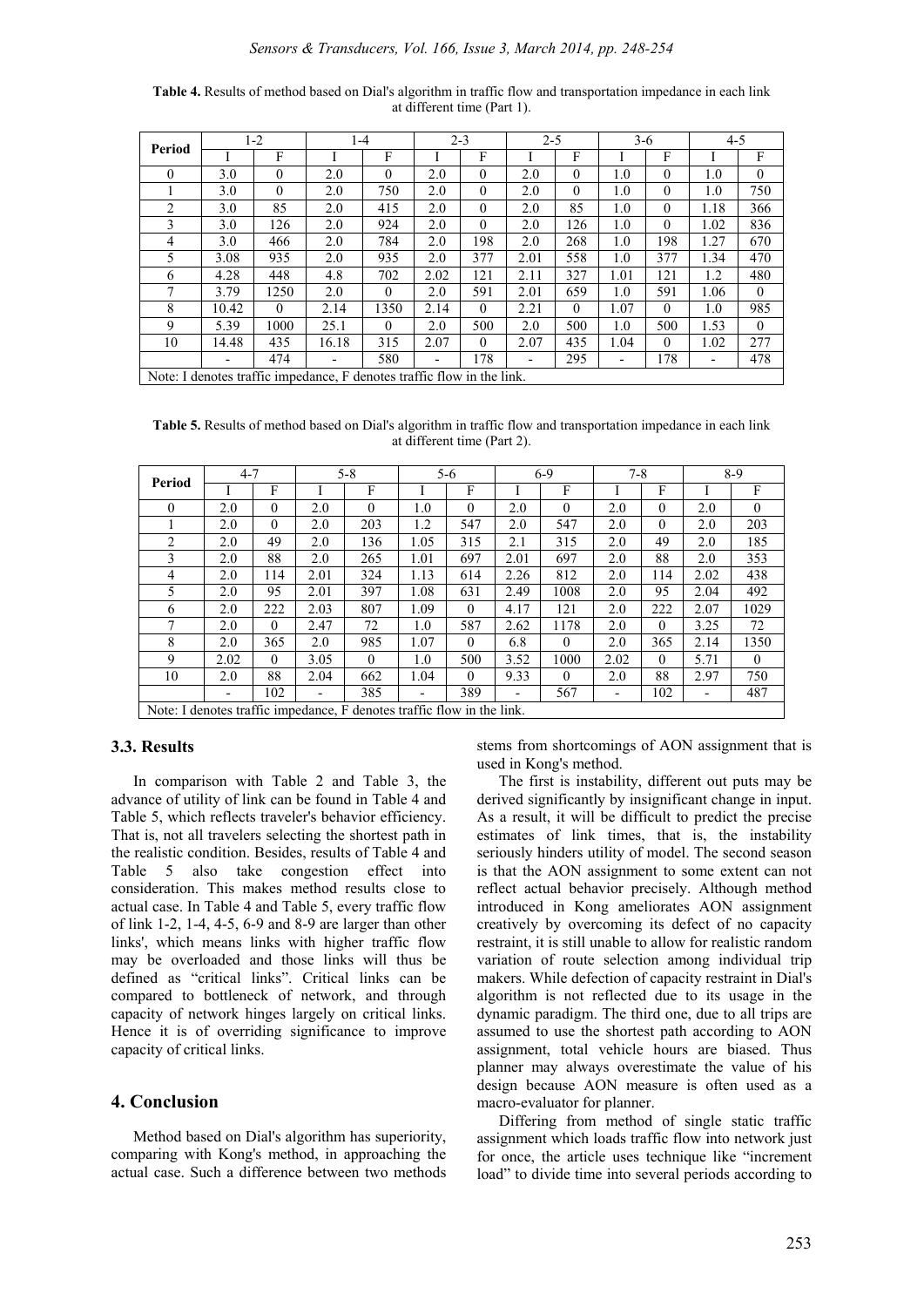**Table 4.** Results of method based on Dial's algorithm in traffic flow and transportation impedance in each link at different time (Part 1).

| Period | 1-2 | | 1-4 | | 2-3 | | 2-5 | | 3-6 | | 4-5 | |
|---|---|---|---|---|---|---|---|---|---|---|---|---|
| | I | F | I | F | I | F | I | F | I | F | I | F |
| 0 | 3.0 | 0 | 2.0 | 0 | 2.0 | 0 | 2.0 | 0 | 1.0 | 0 | 1.0 | 0 |
| 1 | 3.0 | 0 | 2.0 | 750 | 2.0 | 0 | 2.0 | 0 | 1.0 | 0 | 1.0 | 750 |
| 2 | 3.0 | 85 | 2.0 | 415 | 2.0 | 0 | 2.0 | 85 | 1.0 | 0 | 1.18 | 366 |
| 3 | 3.0 | 126 | 2.0 | 924 | 2.0 | 0 | 2.0 | 126 | 1.0 | 0 | 1.02 | 836 |
| 4 | 3.0 | 466 | 2.0 | 784 | 2.0 | 198 | 2.0 | 268 | 1.0 | 198 | 1.27 | 670 |
| 5 | 3.08 | 935 | 2.0 | 935 | 2.0 | 377 | 2.01 | 558 | 1.0 | 377 | 1.34 | 470 |
| 6 | 4.28 | 448 | 4.8 | 702 | 2.02 | 121 | 2.11 | 327 | 1.01 | 121 | 1.2 | 480 |
| 7 | 3.79 | 1250 | 2.0 | 0 | 2.0 | 591 | 2.01 | 659 | 1.0 | 591 | 1.06 | 0 |
| 8 | 10.42 | 0 | 2.14 | 1350 | 2.14 | 0 | 2.21 | 0 | 1.07 | 0 | 1.0 | 985 |
| 9 | 5.39 | 1000 | 25.1 | 0 | 2.0 | 500 | 2.0 | 500 | 1.0 | 500 | 1.53 | 0 |
| 10 | 14.48 | 435 | 16.18 | 315 | 2.07 | 0 | 2.07 | 435 | 1.04 | 0 | 1.02 | 277 |
| | - | 474 | - | 580 | - | 178 | - | 295 | - | 178 | - | 478 |

Note: I denotes traffic impedance, F denotes traffic flow in the link.

**Table 5.** Results of method based on Dial's algorithm in traffic flow and transportation impedance in each link at different time (Part 2).

| Period | 4-7 | | 5-8 | | 5-6 | | 6-9 | | 7-8 | | 8-9 | |
|---|---|---|---|---|---|---|---|---|---|---|---|---|
| | I | F | I | F | I | F | I | F | I | F | I | F |
| 0 | 2.0 | 0 | 2.0 | 0 | 1.0 | 0 | 2.0 | 0 | 2.0 | 0 | 2.0 | 0 |
| 1 | 2.0 | 0 | 2.0 | 203 | 1.2 | 547 | 2.0 | 547 | 2.0 | 0 | 2.0 | 203 |
| 2 | 2.0 | 49 | 2.0 | 136 | 1.05 | 315 | 2.1 | 315 | 2.0 | 49 | 2.0 | 185 |
| 3 | 2.0 | 88 | 2.0 | 265 | 1.01 | 697 | 2.01 | 697 | 2.0 | 88 | 2.0 | 353 |
| 4 | 2.0 | 114 | 2.01 | 324 | 1.13 | 614 | 2.26 | 812 | 2.0 | 114 | 2.02 | 438 |
| 5 | 2.0 | 95 | 2.01 | 397 | 1.08 | 631 | 2.49 | 1008 | 2.0 | 95 | 2.04 | 492 |
| 6 | 2.0 | 222 | 2.03 | 807 | 1.09 | 0 | 4.17 | 121 | 2.0 | 222 | 2.07 | 1029 |
| 7 | 2.0 | 0 | 2.47 | 72 | 1.0 | 587 | 2.62 | 1178 | 2.0 | 0 | 3.25 | 72 |
| 8 | 2.0 | 365 | 2.0 | 985 | 1.07 | 0 | 6.8 | 0 | 2.0 | 365 | 2.14 | 1350 |
| 9 | 2.02 | 0 | 3.05 | 0 | 1.0 | 500 | 3.52 | 1000 | 2.02 | 0 | 5.71 | 0 |
| 10 | 2.0 | 88 | 2.04 | 662 | 1.04 | 0 | 9.33 | 0 | 2.0 | 88 | 2.97 | 750 |
| | - | 102 | - | 385 | - | 389 | - | 567 | - | 102 | - | 487 |

Note: I denotes traffic impedance, F denotes traffic flow in the link.

### 3.3. Results

In comparison with Table 2 and Table 3, the advance of utility of link can be found in Table 4 and Table 5, which reflects traveler's behavior efficiency. That is, not all travelers selecting the shortest path in the realistic condition. Besides, results of Table 4 and Table 5 also take congestion effect into consideration. This makes method results close to actual case. In Table 4 and Table 5, every traffic flow of link 1-2, 1-4, 4-5, 6-9 and 8-9 are larger than other links', which means links with higher traffic flow may be overloaded and those links will thus be defined as "critical links". Critical links can be compared to bottleneck of network, and through capacity of network hinges largely on critical links. Hence it is of overriding significance to improve capacity of critical links.

## 4. Conclusion

Method based on Dial's algorithm has superiority, comparing with Kong's method, in approaching the actual case. Such a difference between two methods stems from shortcomings of AON assignment that is used in Kong's method.

The first is instability, different out puts may be derived significantly by insignificant change in input. As a result, it will be difficult to predict the precise estimates of link times, that is, the instability seriously hinders utility of model. The second season is that the AON assignment to some extent can not reflect actual behavior precisely. Although method introduced in Kong ameliorates AON assignment creatively by overcoming its defect of no capacity restraint, it is still unable to allow for realistic random variation of route selection among individual trip makers. While defection of capacity restraint in Dial's algorithm is not reflected due to its usage in the dynamic paradigm. The third one, due to all trips are assumed to use the shortest path according to AON assignment, total vehicle hours are biased. Thus planner may always overestimate the value of his design because AON measure is often used as a macro-evaluator for planner.

Differing from method of single static traffic assignment which loads traffic flow into network just for once, the article uses technique like "increment load" to divide time into several periods according to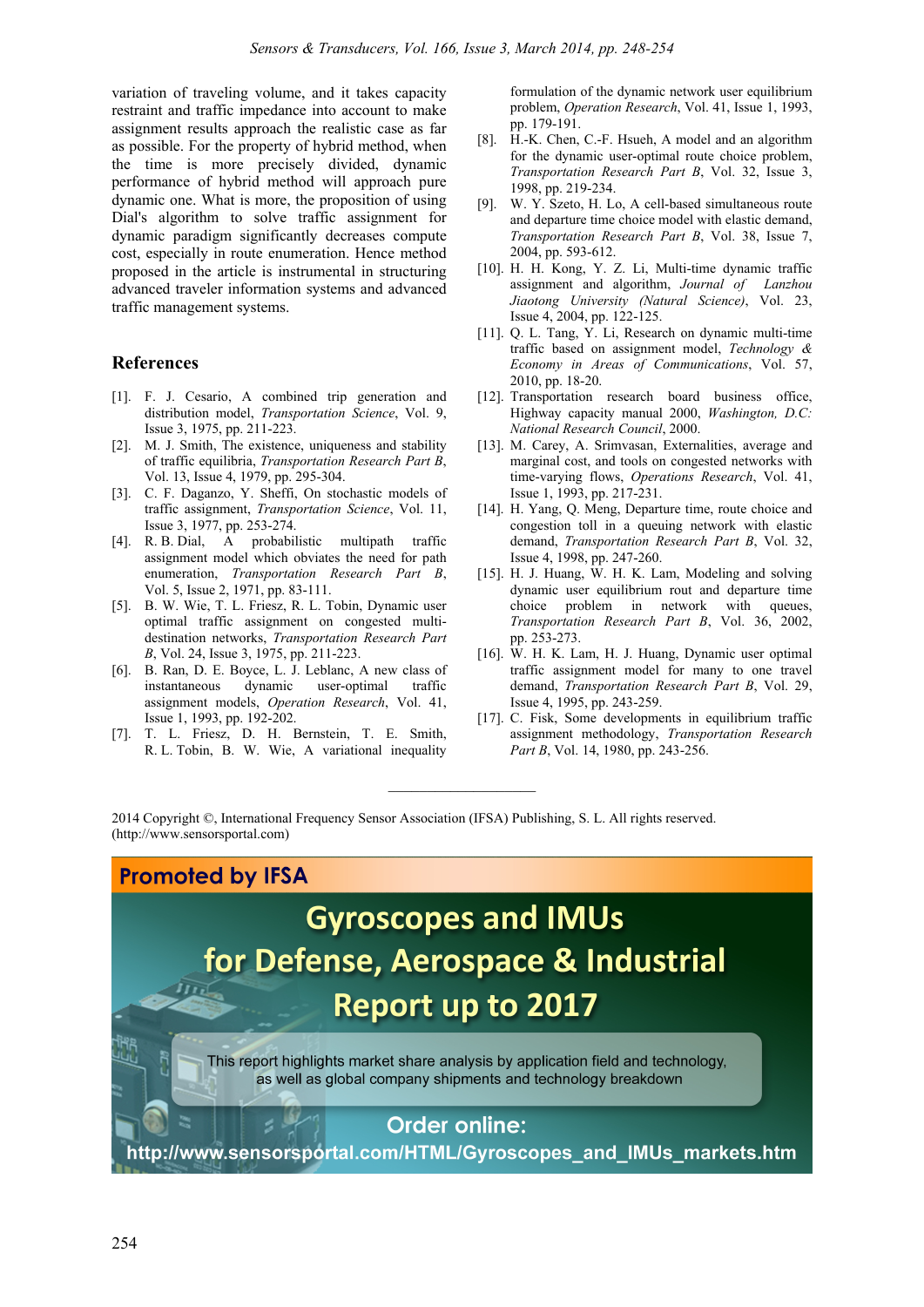variation of traveling volume, and it takes capacity restraint and traffic impedance into account to make assignment results approach the realistic case as far as possible. For the property of hybrid method, when the time is more precisely divided, dynamic performance of hybrid method will approach pure dynamic one. What is more, the proposition of using Dial's algorithm to solve traffic assignment for dynamic paradigm significantly decreases compute cost, especially in route enumeration. Hence method proposed in the article is instrumental in structuring advanced traveler information systems and advanced traffic management systems.

## References

[1]. F. J. Cesario, A combined trip generation and distribution model, *Transportation Science*, Vol. 9, Issue 3, 1975, pp. 211-223.

[2]. M. J. Smith, The existence, uniqueness and stability of traffic equilibria, *Transportation Research Part B*, Vol. 13, Issue 4, 1979, pp. 295-304.

[3]. C. F. Daganzo, Y. Sheffi, On stochastic models of traffic assignment, *Transportation Science*, Vol. 11, Issue 3, 1977, pp. 253-274.

[4]. R. B. Dial, A probabilistic multipath traffic assignment model which obviates the need for path enumeration, *Transportation Research Part B*, Vol. 5, Issue 2, 1971, pp. 83-111.

[5]. B. W. Wie, T. L. Friesz, R. L. Tobin, Dynamic user optimal traffic assignment on congested multi-destination networks, *Transportation Research Part B*, Vol. 24, Issue 3, 1975, pp. 211-223.

[6]. B. Ran, D. E. Boyce, L. J. Leblanc, A new class of instantaneous dynamic user-optimal traffic assignment models, *Operation Research*, Vol. 41, Issue 1, 1993, pp. 192-202.

[7]. T. L. Friesz, D. H. Bernstein, T. E. Smith, R. L. Tobin, B. W. Wie, A variational inequality formulation of the dynamic network user equilibrium problem, *Operation Research*, Vol. 41, Issue 1, 1993, pp. 179-191.

[8]. H.-K. Chen, C.-F. Hsueh, A model and an algorithm for the dynamic user-optimal route choice problem, *Transportation Research Part B*, Vol. 32, Issue 3, 1998, pp. 219-234.

[9]. W. Y. Szeto, H. Lo, A cell-based simultaneous route and departure time choice model with elastic demand, *Transportation Research Part B*, Vol. 38, Issue 7, 2004, pp. 593-612.

[10]. H. H. Kong, Y. Z. Li, Multi-time dynamic traffic assignment and algorithm, *Journal of Lanzhou Jiaotong University (Natural Science)*, Vol. 23, Issue 4, 2004, pp. 122-125.

[11]. Q. L. Tang, Y. Li, Research on dynamic multi-time traffic based on assignment model, *Technology & Economy in Areas of Communications*, Vol. 57, 2010, pp. 18-20.

[12]. Transportation research board business office, Highway capacity manual 2000, *Washington, D.C: National Research Council*, 2000.

[13]. M. Carey, A. Srimvasan, Externalities, average and marginal cost, and tools on congested networks with time-varying flows, *Operations Research*, Vol. 41, Issue 1, 1993, pp. 217-231.

[14]. H. Yang, Q. Meng, Departure time, route choice and congestion toll in a queuing network with elastic demand, *Transportation Research Part B*, Vol. 32, Issue 4, 1998, pp. 247-260.

[15]. H. J. Huang, W. H. K. Lam, Modeling and solving dynamic user equilibrium rout and departure time choice problem in network with queues, *Transportation Research Part B*, Vol. 36, 2002, pp. 253-273.

[16]. W. H. K. Lam, H. J. Huang, Dynamic user optimal traffic assignment model for many to one travel demand, *Transportation Research Part B*, Vol. 29, Issue 4, 1995, pp. 243-259.

[17]. C. Fisk, Some developments in equilibrium traffic assignment methodology, *Transportation Research Part B*, Vol. 14, 1980, pp. 243-256.

---

2014 Copyright ©, International Frequency Sensor Association (IFSA) Publishing, S. L. All rights reserved. (http://www.sensorsportal.com)

**Promoted by IFSA**

**Gyroscopes and IMUs for Defense, Aerospace & Industrial Report up to 2017**

This report highlights market share analysis by application field and technology, as well as global company shipments and technology breakdown

**Order online:**
**http://www.sensorsportal.com/HTML/Gyroscopes_and_IMUs_markets.htm**